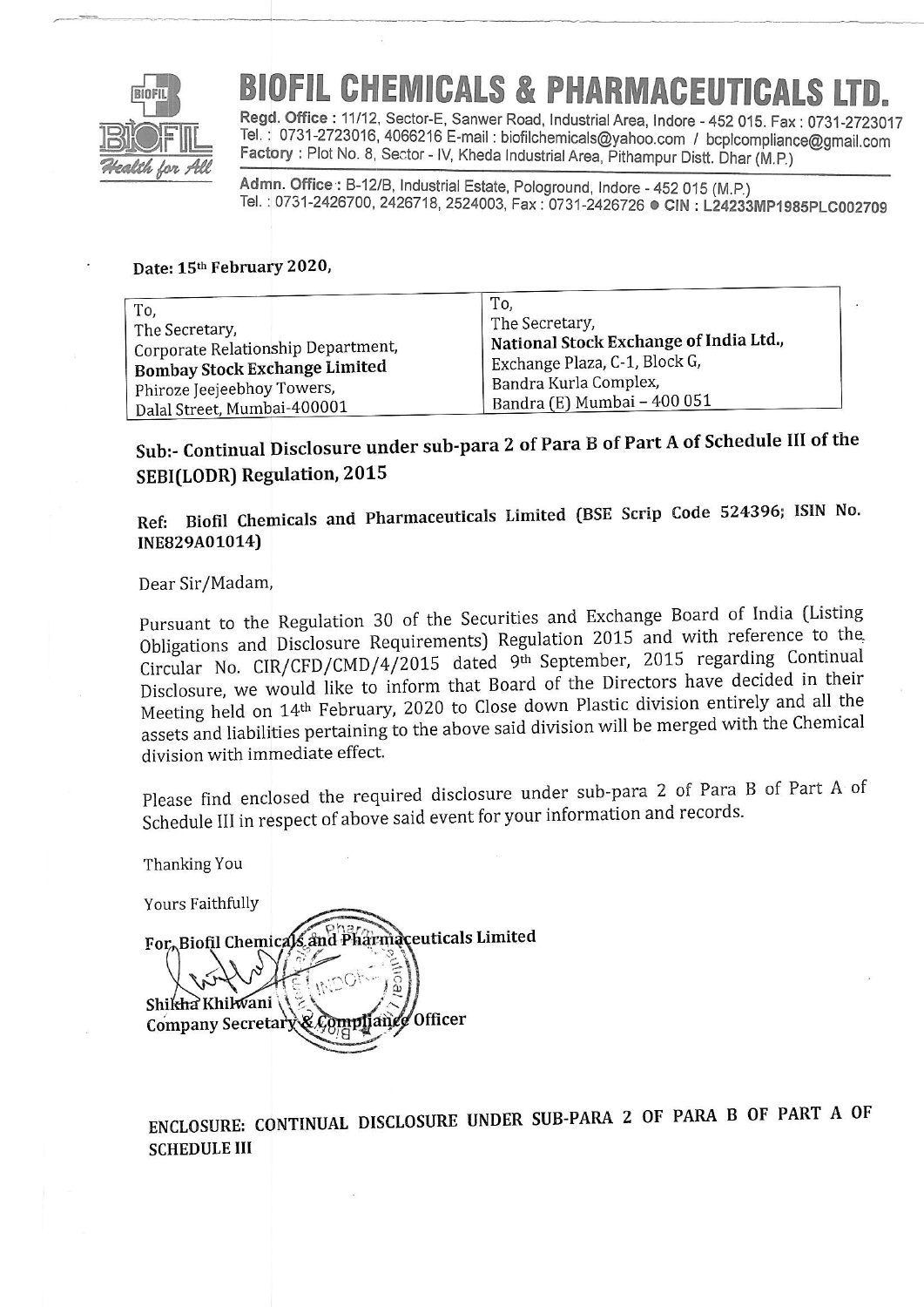# BIOFIL CHEMICALS & PHARMACEUTICALS LTD.

**Regd. Office :** 11/12, Sector-E, Sanwer Road, Industrial Area, Indore - 452 015. Fax : 0731-2723017
Tel. : 0731-2723016, 4066216 E-mail : biofilchemicals@yahoo.com / bcplcompliance@gmail.com
**Factory :** Plot No. 8, Sector - IV, Kheda Industrial Area, Pithampur Distt. Dhar (M.P.)

**Admn. Office :** B-12/B, Industrial Estate, Pologround, Indore - 452 015 (M.P.)
Tel. : 0731-2426700, 2426718, 2524003, Fax : 0731-2426726 ● **CIN : L24233MP1985PLC002709**

**Date: 15th February 2020,**

| To, The Secretary, Corporate Relationship Department, **Bombay Stock Exchange Limited** Phiroze Jeejeebhoy Towers, Dalal Street, Mumbai-400001 | To, The Secretary, **National Stock Exchange of India Ltd.,** Exchange Plaza, C-1, Block G, Bandra Kurla Complex, Bandra (E) Mumbai – 400 051 |
|---|---|

## Sub:- Continual Disclosure under sub-para 2 of Para B of Part A of Schedule III of the SEBI(LODR) Regulation, 2015

**Ref: Biofil Chemicals and Pharmaceuticals Limited (BSE Scrip Code 524396; ISIN No. INE829A01014)**

Dear Sir/Madam,

Pursuant to the Regulation 30 of the Securities and Exchange Board of India (Listing Obligations and Disclosure Requirements) Regulation 2015 and with reference to the Circular No. CIR/CFD/CMD/4/2015 dated 9th September, 2015 regarding Continual Disclosure, we would like to inform that Board of the Directors have decided in their Meeting held on 14th February, 2020 to Close down Plastic division entirely and all the assets and liabilities pertaining to the above said division will be merged with the Chemical division with immediate effect.

Please find enclosed the required disclosure under sub-para 2 of Para B of Part A of Schedule III in respect of above said event for your information and records.

Thanking You

Yours Faithfully

For, Biofil Chemicals and Pharmaceuticals Limited

Shikha Khilwani
Company Secretary & Compliance Officer

## ENCLOSURE: CONTINUAL DISCLOSURE UNDER SUB-PARA 2 OF PARA B OF PART A OF SCHEDULE III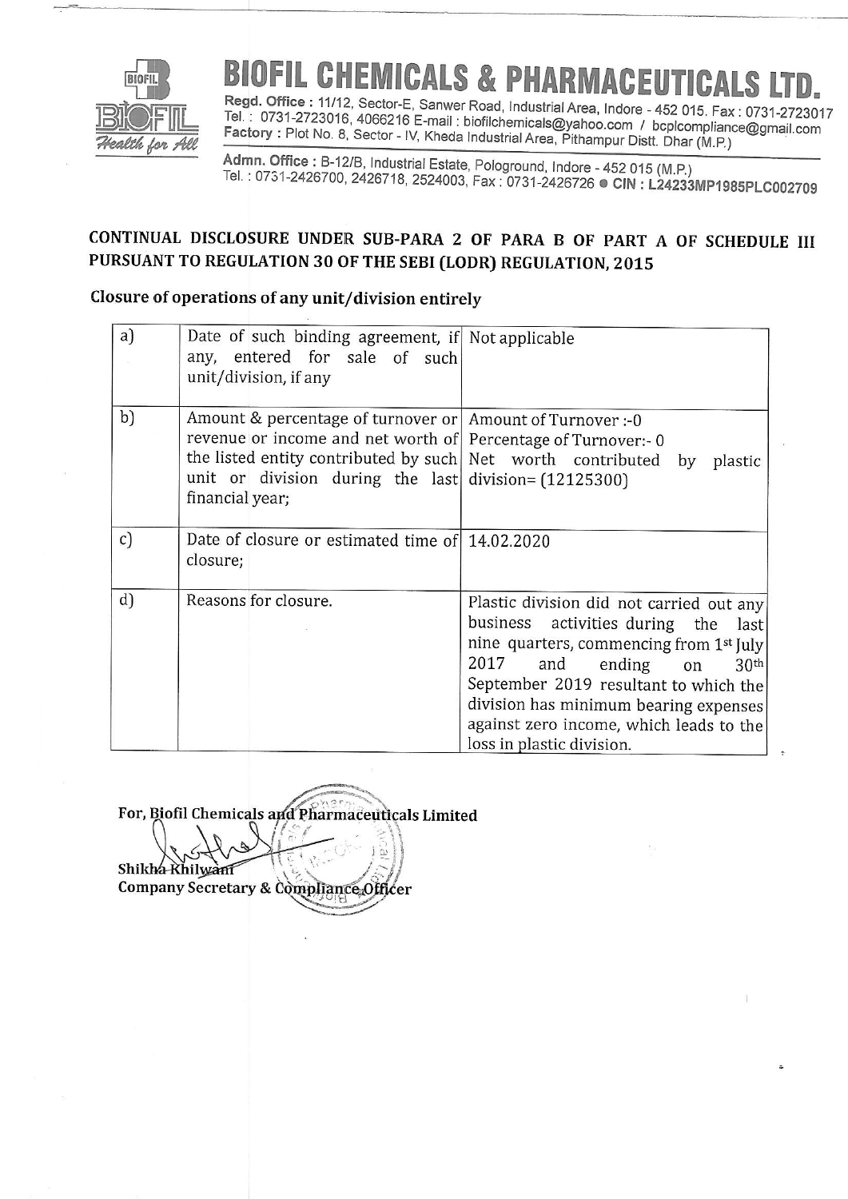# BIOFIL CHEMICALS & PHARMACEUTICALS LTD.

**Regd. Office :** 11/12, Sector-E, Sanwer Road, Industrial Area, Indore - 452 015. Fax : 0731-2723017
Tel. : 0731-2723016, 4066216 E-mail : biofilchemicals@yahoo.com / bcplcompliance@gmail.com
**Factory :** Plot No. 8, Sector - IV, Kheda Industrial Area, Pithampur Distt. Dhar (M.P.)

**Admn. Office :** B-12/B, Industrial Estate, Pologround, Indore - 452 015 (M.P.)
Tel. : 0731-2426700, 2426718, 2524003, Fax : 0731-2426726 ● **CIN : L24233MP1985PLC002709**

## CONTINUAL DISCLOSURE UNDER SUB-PARA 2 OF PARA B OF PART A OF SCHEDULE III PURSUANT TO REGULATION 30 OF THE SEBI (LODR) REGULATION, 2015

### Closure of operations of any unit/division entirely

| | | |
|---|---|---|
| a) | Date of such binding agreement, if any, entered for sale of such unit/division, if any | Not applicable |
| b) | Amount & percentage of turnover or revenue or income and net worth of the listed entity contributed by such unit or division during the last financial year; | Amount of Turnover :-0<br>Percentage of Turnover:- 0<br>Net worth contributed by plastic division= (12125300) |
| c) | Date of closure or estimated time of closure; | 14.02.2020 |
| d) | Reasons for closure. | Plastic division did not carried out any business activities during the last nine quarters, commencing from 1st July 2017 and ending on 30th September 2019 resultant to which the division has minimum bearing expenses against zero income, which leads to the loss in plastic division. |

For, Biofil Chemicals and Pharmaceuticals Limited

Shikha Khilwani
Company Secretary & Compliance Officer